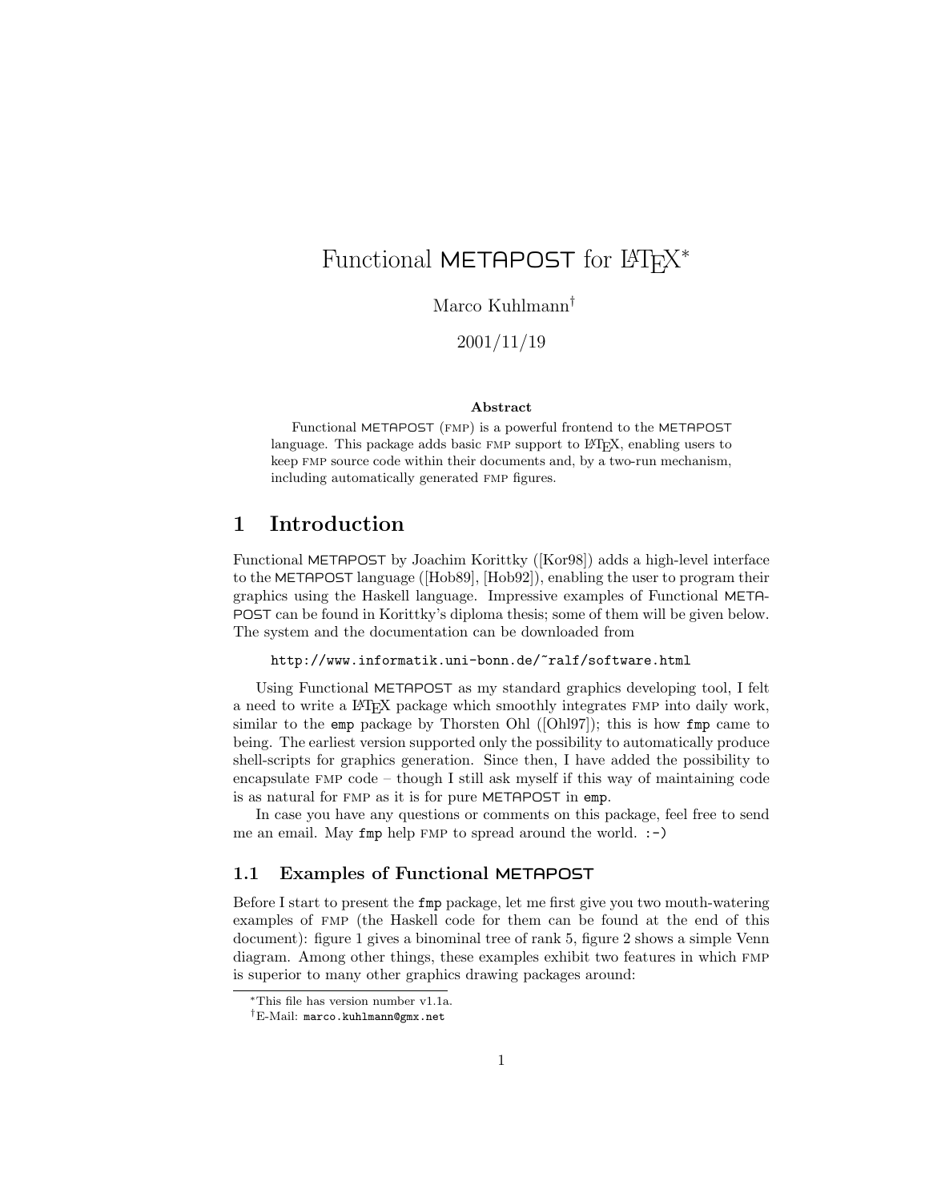# Functional METAPOST for LaTeX*

Marco Kuhlmann†

2001/11/19

**Abstract**

Functional METAPOST (FMP) is a powerful frontend to the METAPOST language. This package adds basic FMP support to LaTeX, enabling users to keep FMP source code within their documents and, by a two-run mechanism, including automatically generated FMP figures.

## 1 Introduction

Functional METAPOST by Joachim Korittky ([Kor98]) adds a high-level interface to the METAPOST language ([Hob89], [Hob92]), enabling the user to program their graphics using the Haskell language. Impressive examples of Functional METAPOST can be found in Korittky's diploma thesis; some of them will be given below. The system and the documentation can be downloaded from

```
http://www.informatik.uni-bonn.de/~ralf/software.html
```

Using Functional METAPOST as my standard graphics developing tool, I felt a need to write a LaTeX package which smoothly integrates FMP into daily work, similar to the `emp` package by Thorsten Ohl ([Ohl97]); this is how `fmp` came to being. The earliest version supported only the possibility to automatically produce shell-scripts for graphics generation. Since then, I have added the possibility to encapsulate FMP code – though I still ask myself if this way of maintaining code is as natural for FMP as it is for pure METAPOST in `emp`.

In case you have any questions or comments on this package, feel free to send me an email. May `fmp` help FMP to spread around the world. `:-)`

### 1.1 Examples of Functional METAPOST

Before I start to present the `fmp` package, let me first give you two mouth-watering examples of FMP (the Haskell code for them can be found at the end of this document): figure 1 gives a binominal tree of rank 5, figure 2 shows a simple Venn diagram. Among other things, these examples exhibit two features in which FMP is superior to many other graphics drawing packages around:

---

*This file has version number v1.1a.

†E-Mail: `marco.kuhlmann@gmx.net`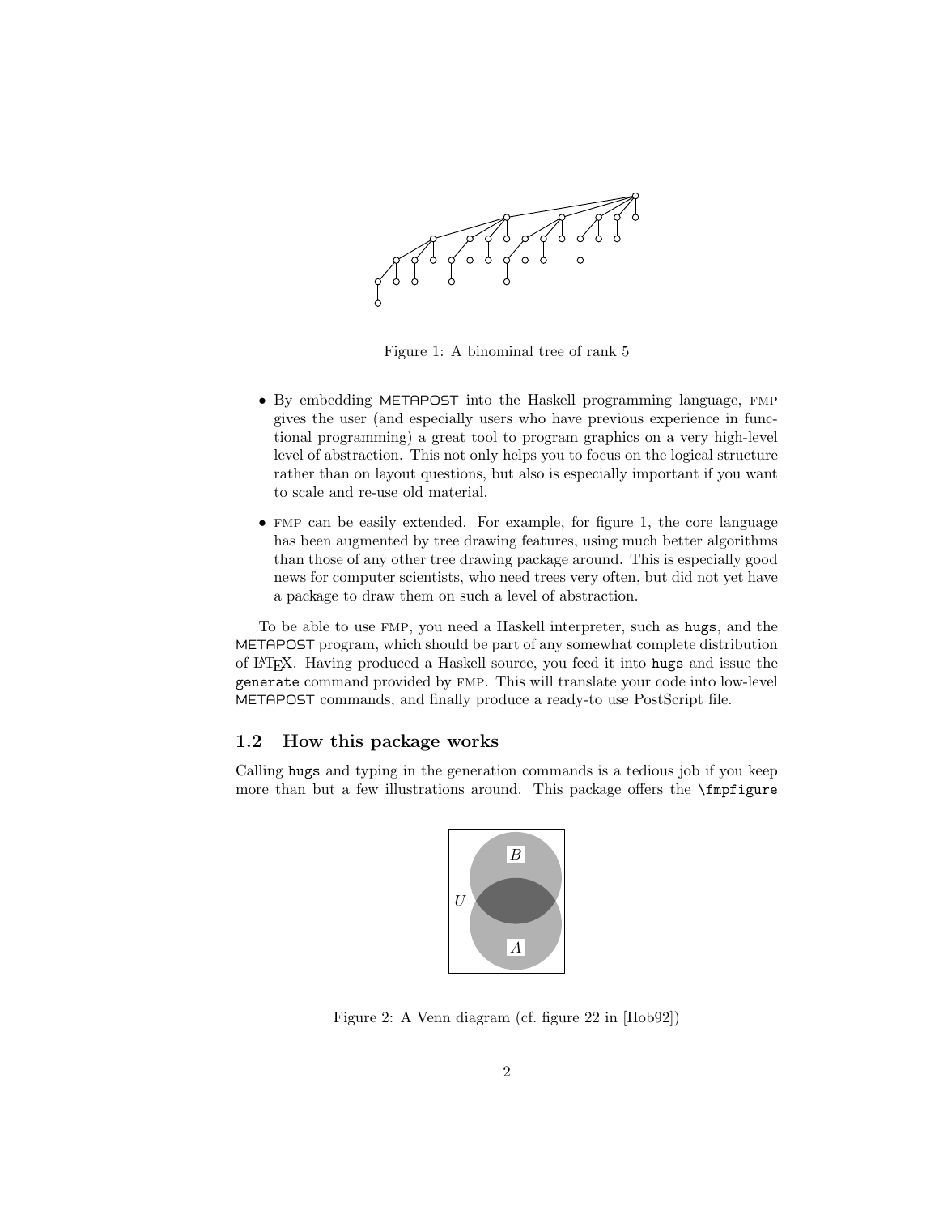Figure 1: A binominal tree of rank 5

- By embedding METAPOST into the Haskell programming language, FMP gives the user (and especially users who have previous experience in functional programming) a great tool to program graphics on a very high-level level of abstraction. This not only helps you to focus on the logical structure rather than on layout questions, but also is especially important if you want to scale and re-use old material.
- FMP can be easily extended. For example, for figure 1, the core language has been augmented by tree drawing features, using much better algorithms than those of any other tree drawing package around. This is especially good news for computer scientists, who need trees very often, but did not yet have a package to draw them on such a level of abstraction.

To be able to use FMP, you need a Haskell interpreter, such as `hugs`, and the METAPOST program, which should be part of any somewhat complete distribution of LaTeX. Having produced a Haskell source, you feed it into `hugs` and issue the `generate` command provided by FMP. This will translate your code into low-level METAPOST commands, and finally produce a ready-to use PostScript file.

### 1.2 How this package works

Calling `hugs` and typing in the generation commands is a tedious job if you keep more than but a few illustrations around. This package offers the `\fmpfigure`

Figure 2: A Venn diagram (cf. figure 22 in [Hob92])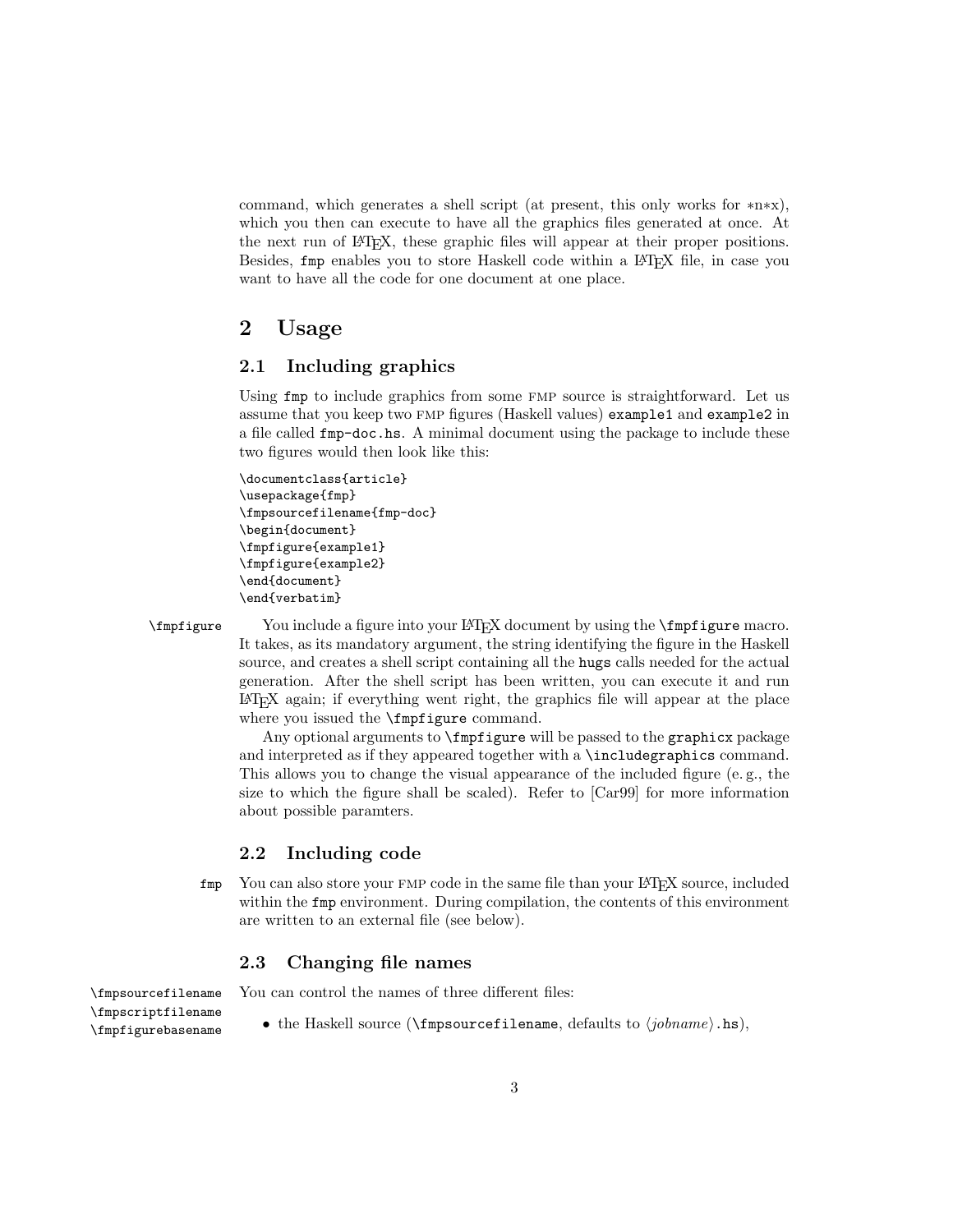command, which generates a shell script (at present, this only works for ∗n∗x), which you then can execute to have all the graphics files generated at once. At the next run of LaTeX, these graphic files will appear at their proper positions. Besides, `fmp` enables you to store Haskell code within a LaTeX file, in case you want to have all the code for one document at one place.

# 2 Usage

## 2.1 Including graphics

Using `fmp` to include graphics from some FMP source is straightforward. Let us assume that you keep two FMP figures (Haskell values) `example1` and `example2` in a file called `fmp-doc.hs`. A minimal document using the package to include these two figures would then look like this:

```
\documentclass{article}
\usepackage{fmp}
\fmpsourcefilename{fmp-doc}
\begin{document}
\fmpfigure{example1}
\fmpfigure{example2}
\end{document}
\end{verbatim}
```

`\fmpfigure` You include a figure into your LaTeX document by using the `\fmpfigure` macro. It takes, as its mandatory argument, the string identifying the figure in the Haskell source, and creates a shell script containing all the `hugs` calls needed for the actual generation. After the shell script has been written, you can execute it and run LaTeX again; if everything went right, the graphics file will appear at the place where you issued the `\fmpfigure` command.

Any optional arguments to `\fmpfigure` will be passed to the `graphicx` package and interpreted as if they appeared together with a `\includegraphics` command. This allows you to change the visual appearance of the included figure (e. g., the size to which the figure shall be scaled). Refer to [Car99] for more information about possible paramters.

## 2.2 Including code

`fmp` You can also store your FMP code in the same file than your LaTeX source, included within the `fmp` environment. During compilation, the contents of this environment are written to an external file (see below).

## 2.3 Changing file names

`\fmpsourcefilename` `\fmpscriptfilename` `\fmpfigurebasename` You can control the names of three different files:

- the Haskell source (`\fmpsourcefilename`, defaults to ⟨*jobname*⟩`.hs`),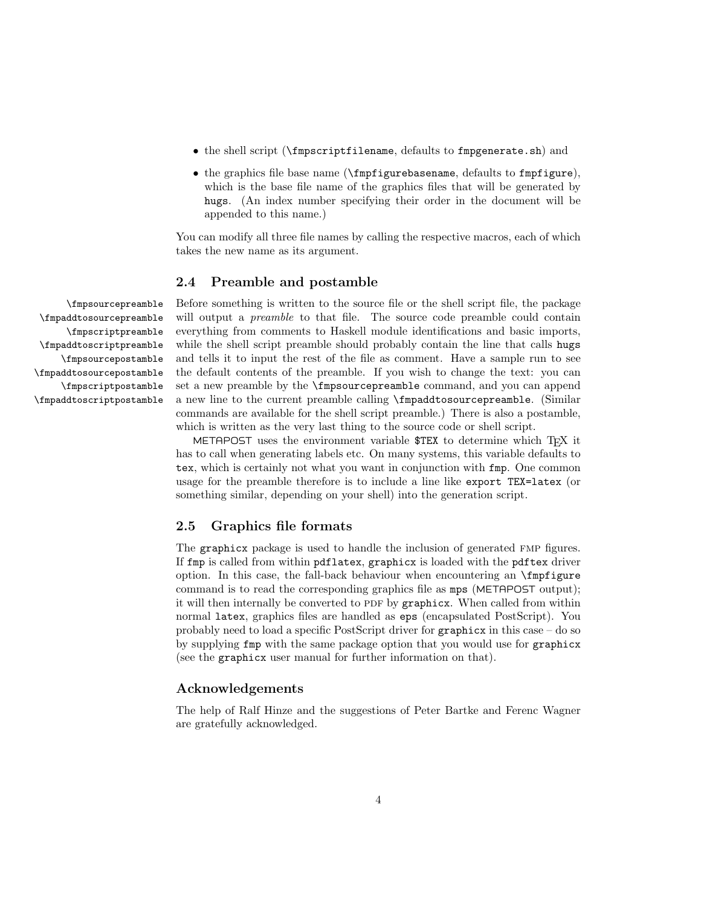- the shell script (`\fmpscriptfilename`, defaults to `fmpgenerate.sh`) and
- the graphics file base name (`\fmpfigurebasename`, defaults to `fmpfigure`), which is the base file name of the graphics files that will be generated by `hugs`. (An index number specifying their order in the document will be appended to this name.)

You can modify all three file names by calling the respective macros, each of which takes the new name as its argument.

### 2.4 Preamble and postamble

`\fmpsourcepreamble` `\fmpaddtosourcepreamble` `\fmpscriptpreamble` `\fmpaddtoscriptpreamble` `\fmpsourcepostamble` `\fmpaddtosourcepostamble` `\fmpscriptpostamble` `\fmpaddtoscriptpostamble`

Before something is written to the source file or the shell script file, the package will output a *preamble* to that file. The source code preamble could contain everything from comments to Haskell module identifications and basic imports, while the shell script preamble should probably contain the line that calls `hugs` and tells it to input the rest of the file as comment. Have a sample run to see the default contents of the preamble. If you wish to change the text: you can set a new preamble by the `\fmpsourcepreamble` command, and you can append a new line to the current preamble calling `\fmpaddtosourcepreamble`. (Similar commands are available for the shell script preamble.) There is also a postamble, which is written as the very last thing to the source code or shell script.

METAPOST uses the environment variable `$TEX` to determine which TEX it has to call when generating labels etc. On many systems, this variable defaults to `tex`, which is certainly not what you want in conjunction with `fmp`. One common usage for the preamble therefore is to include a line like `export TEX=latex` (or something similar, depending on your shell) into the generation script.

### 2.5 Graphics file formats

The `graphicx` package is used to handle the inclusion of generated FMP figures. If `fmp` is called from within `pdflatex`, `graphicx` is loaded with the `pdftex` driver option. In this case, the fall-back behaviour when encountering an `\fmpfigure` command is to read the corresponding graphics file as `mps` (METAPOST output); it will then internally be converted to PDF by `graphicx`. When called from within normal `latex`, graphics files are handled as `eps` (encapsulated PostScript). You probably need to load a specific PostScript driver for `graphicx` in this case – do so by supplying `fmp` with the same package option that you would use for `graphicx` (see the `graphicx` user manual for further information on that).

### Acknowledgements

The help of Ralf Hinze and the suggestions of Peter Bartke and Ferenc Wagner are gratefully acknowledged.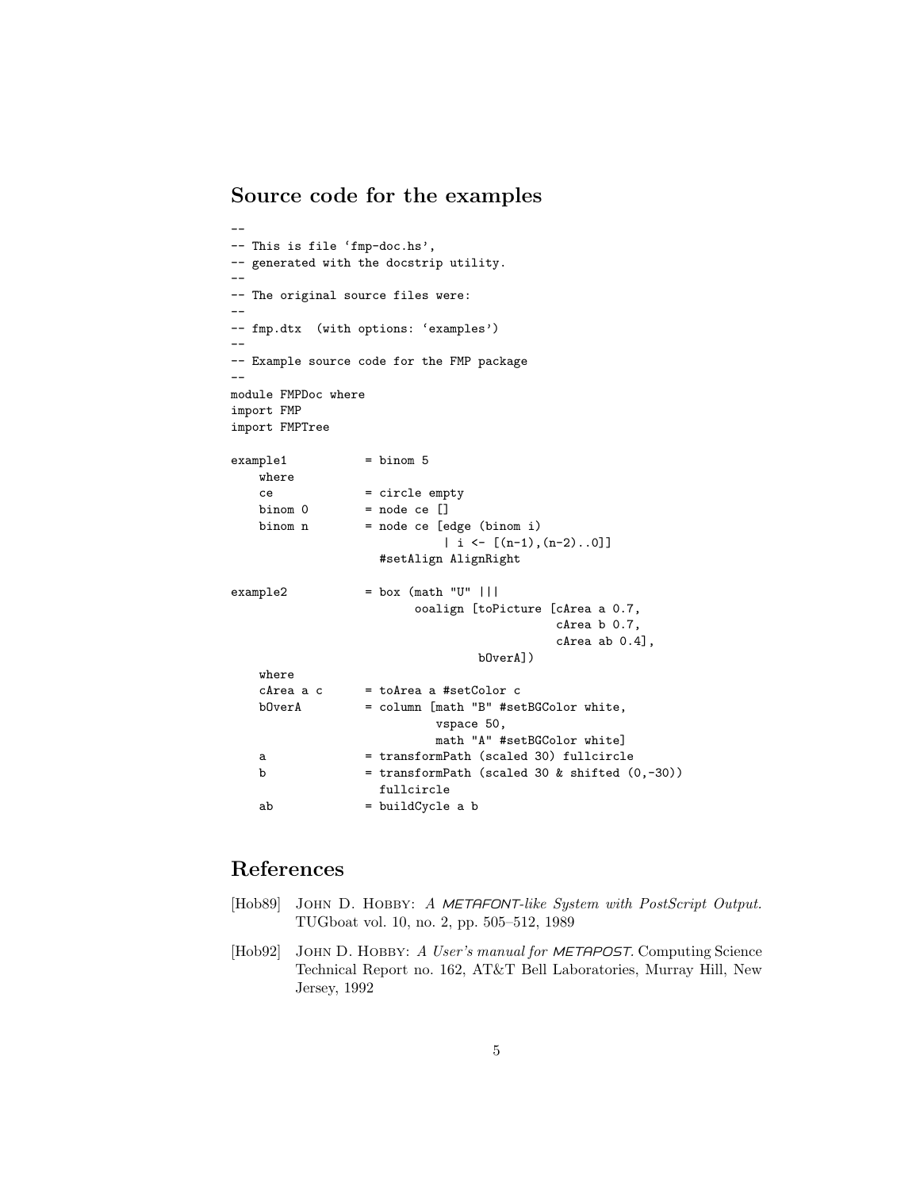## Source code for the examples

```
--
-- This is file ‘fmp-doc.hs’,
-- generated with the docstrip utility.
--
-- The original source files were:
--
-- fmp.dtx  (with options: ‘examples’)
--
-- Example source code for the FMP package
--
module FMPDoc where
import FMP
import FMPTree

example1           = binom 5
    where
    ce             = circle empty
    binom 0        = node ce []
    binom n        = node ce [edge (binom i)
                             | i <- [(n-1),(n-2)..0]]
                     #setAlign AlignRight

example2           = box (math "U" |||
                          ooalign [toPicture [cArea a 0.7,
                                              cArea b 0.7,
                                              cArea ab 0.4],
                                   bOverA])
    where
    cArea a c      = toArea a #setColor c
    bOverA         = column [math "B" #setBGColor white,
                             vspace 50,
                             math "A" #setBGColor white]
    a              = transformPath (scaled 30) fullcircle
    b              = transformPath (scaled 30 & shifted (0,-30))
                     fullcircle
    ab             = buildCycle a b
```

## References

[Hob89] John D. Hobby: *A METAFONT-like System with PostScript Output.* TUGboat vol. 10, no. 2, pp. 505–512, 1989

[Hob92] John D. Hobby: *A User's manual for METAPOST.* Computing Science Technical Report no. 162, AT&T Bell Laboratories, Murray Hill, New Jersey, 1992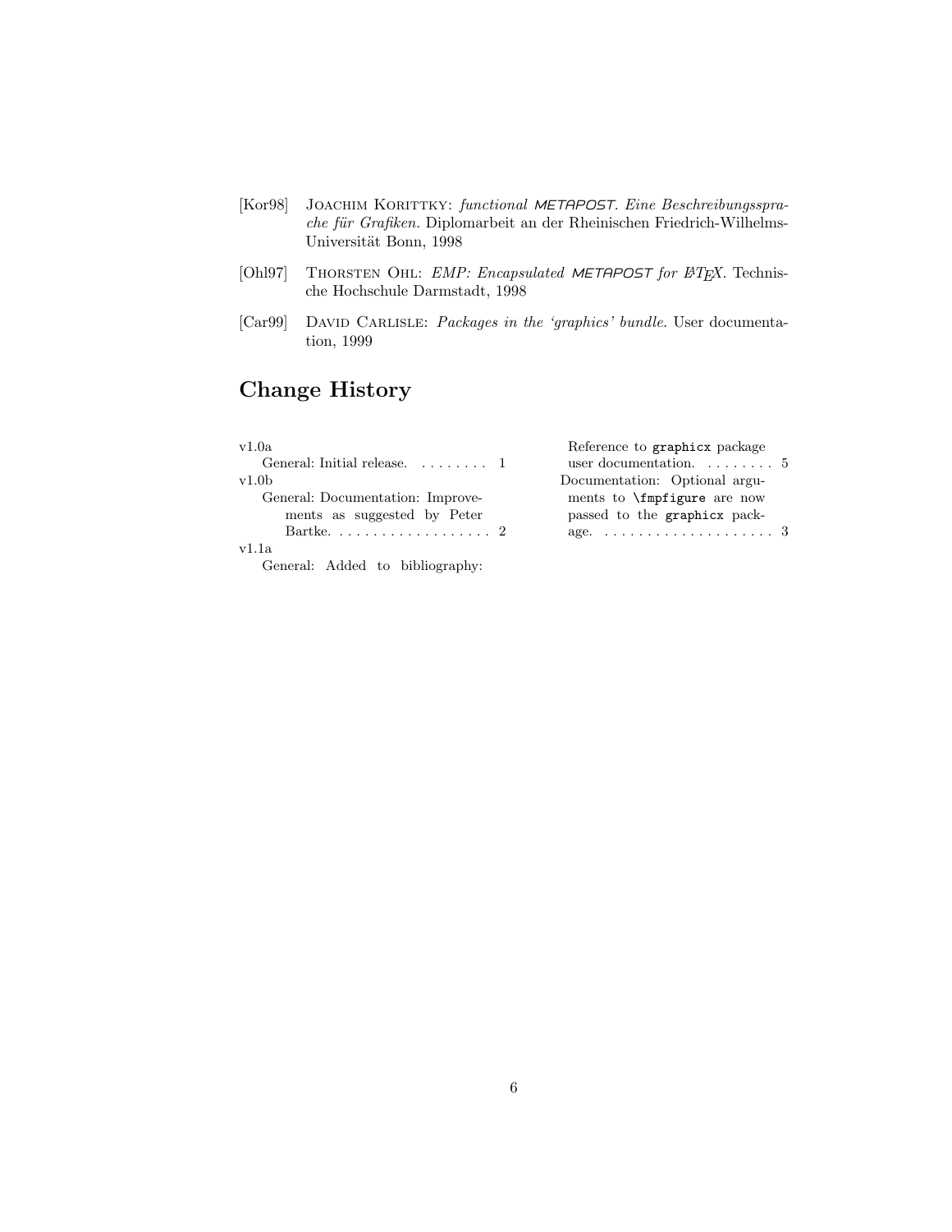[Kor98] JOACHIM KORITTKY: *functional METAPOST. Eine Beschreibungssprache für Grafiken.* Diplomarbeit an der Rheinischen Friedrich-Wilhelms-Universität Bonn, 1998

[Ohl97] THORSTEN OHL: *EMP: Encapsulated METAPOST for LaTeX.* Technische Hochschule Darmstadt, 1998

[Car99] DAVID CARLISLE: *Packages in the 'graphics' bundle.* User documentation, 1999

## Change History

v1.0a

General: Initial release. . . . . . . . . 1

v1.0b

General: Documentation: Improvements as suggested by Peter Bartke. . . . . . . . . . . . . . . . . . 2

v1.1a

General: Added to bibliography: Reference to `graphicx` package user documentation. . . . . . . . . 5

Documentation: Optional arguments to `\fmpfigure` are now passed to the `graphicx` package. . . . . . . . . . . . . . . . . . . . 3